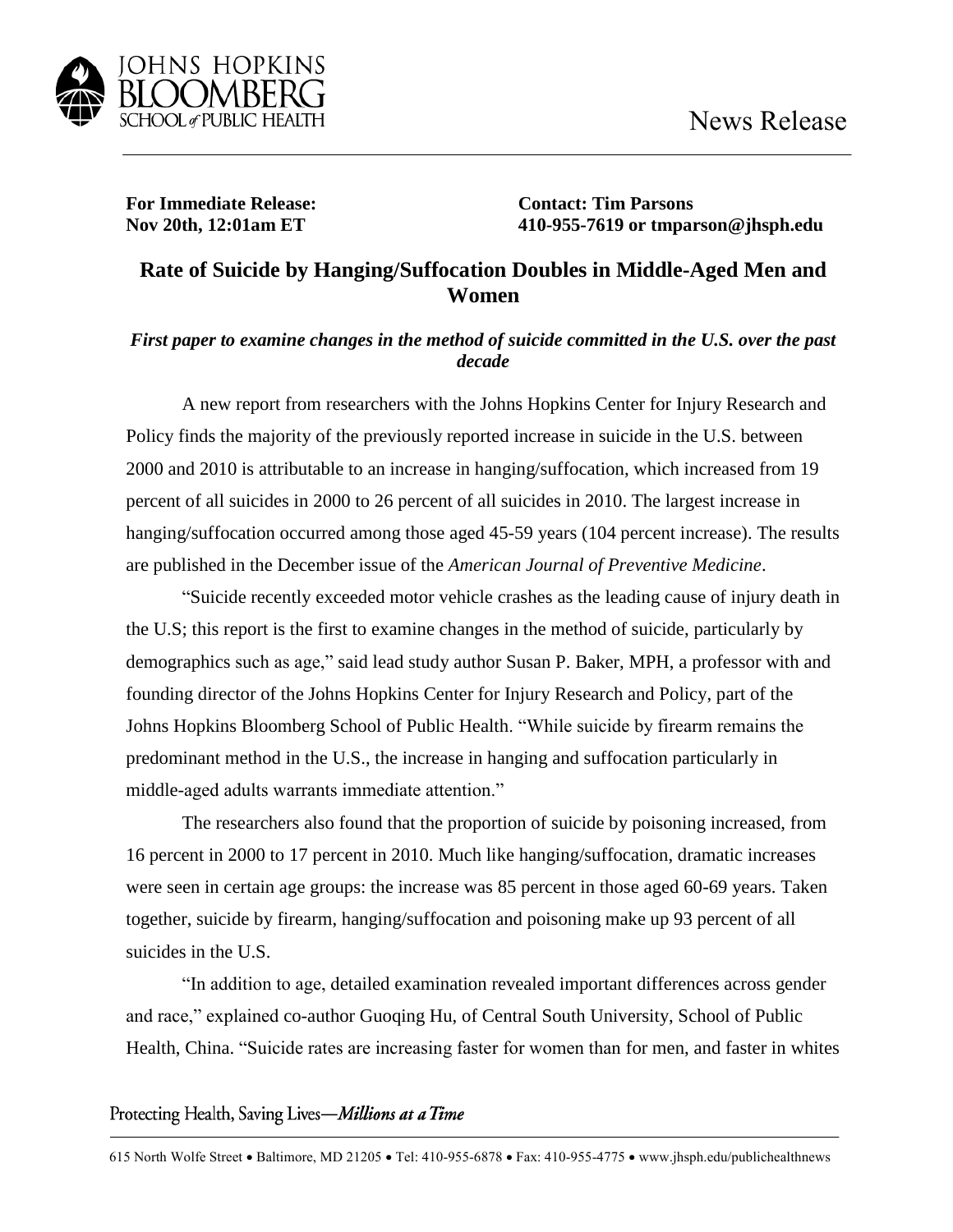News Release

**For Immediate Release:**
**Nov 20th, 12:01am ET**

**Contact: Tim Parsons**
**410-955-7619 or tmparson@jhsph.edu**

# Rate of Suicide by Hanging/Suffocation Doubles in Middle-Aged Men and Women

***First paper to examine changes in the method of suicide committed in the U.S. over the past decade***

A new report from researchers with the Johns Hopkins Center for Injury Research and Policy finds the majority of the previously reported increase in suicide in the U.S. between 2000 and 2010 is attributable to an increase in hanging/suffocation, which increased from 19 percent of all suicides in 2000 to 26 percent of all suicides in 2010. The largest increase in hanging/suffocation occurred among those aged 45-59 years (104 percent increase). The results are published in the December issue of the *American Journal of Preventive Medicine*.

"Suicide recently exceeded motor vehicle crashes as the leading cause of injury death in the U.S; this report is the first to examine changes in the method of suicide, particularly by demographics such as age," said lead study author Susan P. Baker, MPH, a professor with and founding director of the Johns Hopkins Center for Injury Research and Policy, part of the Johns Hopkins Bloomberg School of Public Health. "While suicide by firearm remains the predominant method in the U.S., the increase in hanging and suffocation particularly in middle-aged adults warrants immediate attention."

The researchers also found that the proportion of suicide by poisoning increased, from 16 percent in 2000 to 17 percent in 2010. Much like hanging/suffocation, dramatic increases were seen in certain age groups: the increase was 85 percent in those aged 60-69 years. Taken together, suicide by firearm, hanging/suffocation and poisoning make up 93 percent of all suicides in the U.S.

"In addition to age, detailed examination revealed important differences across gender and race," explained co-author Guoqing Hu, of Central South University, School of Public Health, China. "Suicide rates are increasing faster for women than for men, and faster in whites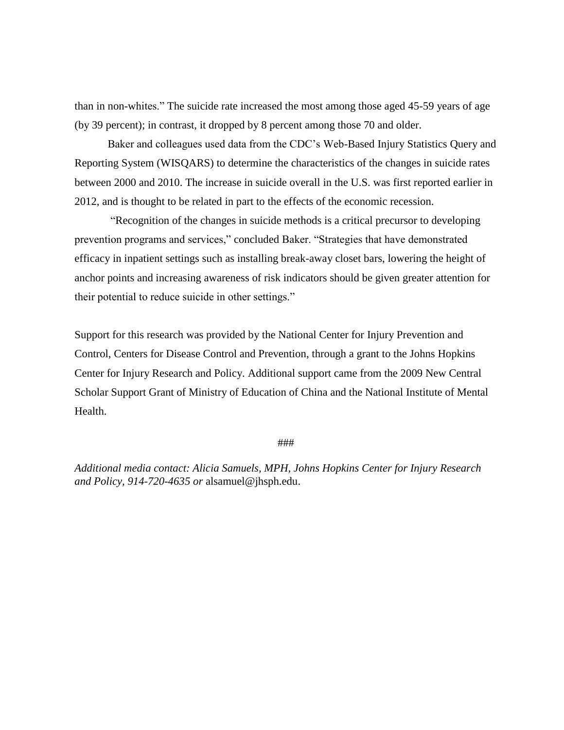than in non-whites." The suicide rate increased the most among those aged 45-59 years of age (by 39 percent); in contrast, it dropped by 8 percent among those 70 and older.

Baker and colleagues used data from the CDC's Web-Based Injury Statistics Query and Reporting System (WISQARS) to determine the characteristics of the changes in suicide rates between 2000 and 2010. The increase in suicide overall in the U.S. was first reported earlier in 2012, and is thought to be related in part to the effects of the economic recession.

"Recognition of the changes in suicide methods is a critical precursor to developing prevention programs and services," concluded Baker. "Strategies that have demonstrated efficacy in inpatient settings such as installing break-away closet bars, lowering the height of anchor points and increasing awareness of risk indicators should be given greater attention for their potential to reduce suicide in other settings."

Support for this research was provided by the National Center for Injury Prevention and Control, Centers for Disease Control and Prevention, through a grant to the Johns Hopkins Center for Injury Research and Policy. Additional support came from the 2009 New Central Scholar Support Grant of Ministry of Education of China and the National Institute of Mental Health.

###

*Additional media contact: Alicia Samuels, MPH, Johns Hopkins Center for Injury Research and Policy, 914-720-4635 or* alsamuel@jhsph.edu.